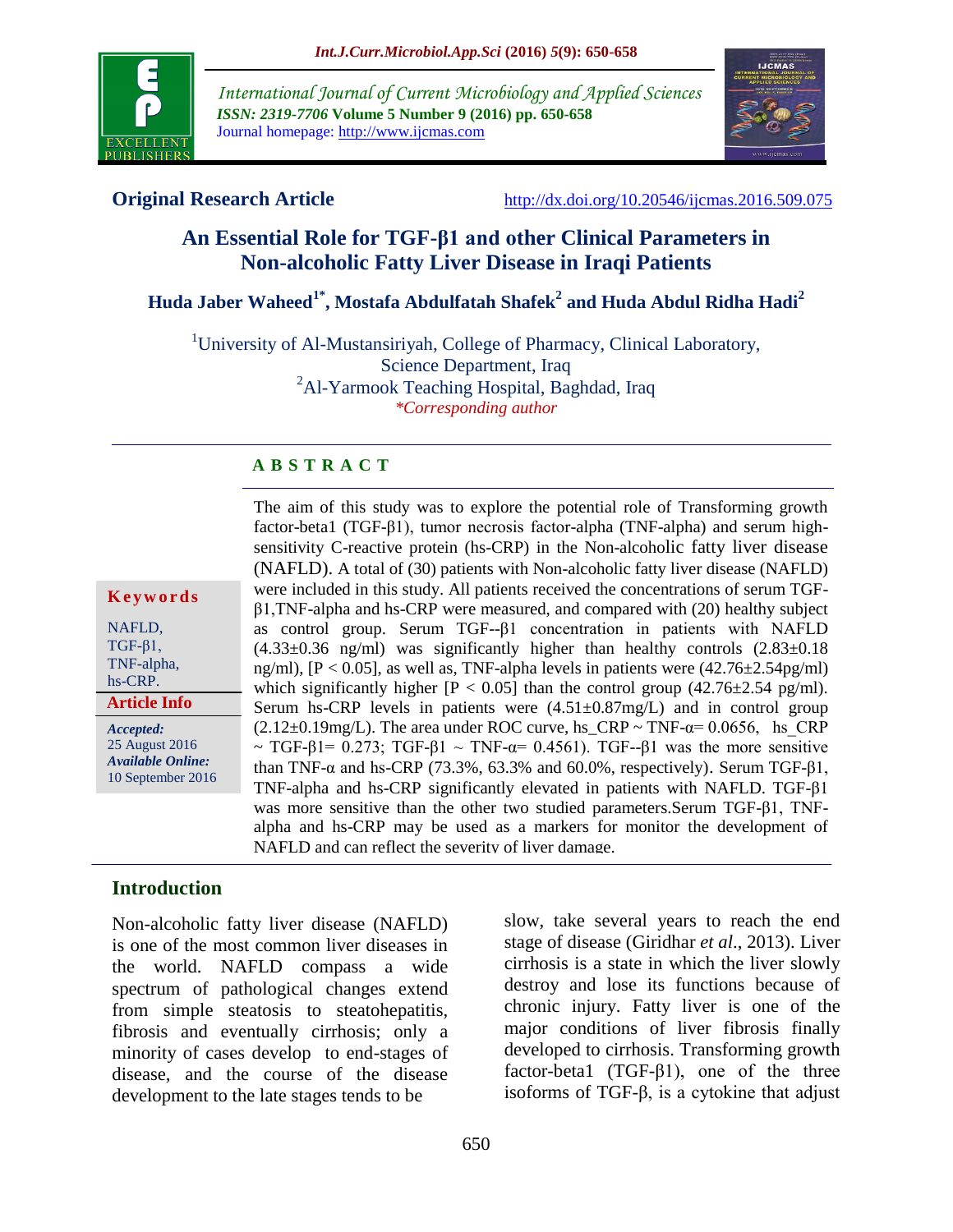**Original Research Article** http://dx.doi.org/10.20546/ijcmas.2016.509.075

# An Essential Role for TGF-β1 and other Clinical Parameters in Non-alcoholic Fatty Liver Disease in Iraqi Patients

**Huda Jaber Waheed[1*], Mostafa Abdulfatah Shafek[2] and Huda Abdul Ridha Hadi[2]**

[1]University of Al-Mustansiriyah, College of Pharmacy, Clinical Laboratory, Science Department, Iraq

[2]Al-Yarmook Teaching Hospital, Baghdad, Iraq

*\*Corresponding author*

## ABSTRACT

**Keywords**

NAFLD, TGF-β1, TNF-alpha, hs-CRP.

**Article Info**

***Accepted:*** 25 August 2016

***Available Online:*** 10 September 2016

The aim of this study was to explore the potential role of Transforming growth factor-beta1 (TGF-β1), tumor necrosis factor-alpha (TNF-alpha) and serum high-sensitivity C-reactive protein (hs-CRP) in the Non-alcoholic fatty liver disease (NAFLD). A total of (30) patients with Non-alcoholic fatty liver disease (NAFLD) were included in this study. All patients received the concentrations of serum TGF-β1,TNF-alpha and hs-CRP were measured, and compared with (20) healthy subject as control group. Serum TGF--β1 concentration in patients with NAFLD (4.33±0.36 ng/ml) was significantly higher than healthy controls (2.83±0.18 ng/ml), [$P < 0.05$], as well as, TNF-alpha levels in patients were (42.76±2.54pg/ml) which significantly higher [$P < 0.05$] than the control group (42.76±2.54 pg/ml). Serum hs-CRP levels in patients were (4.51±0.87mg/L) and in control group (2.12±0.19mg/L). The area under ROC curve, hs_CRP ~ TNF-α= 0.0656, hs_CRP ~ TGF-β1= 0.273; TGF-β1 ~ TNF-α= 0.4561). TGF--β1 was the more sensitive than TNF-α and hs-CRP (73.3%, 63.3% and 60.0%, respectively). Serum TGF-β1, TNF-alpha and hs-CRP significantly elevated in patients with NAFLD. TGF-β1 was more sensitive than the other two studied parameters.Serum TGF-β1, TNF-alpha and hs-CRP may be used as a markers for monitor the development of NAFLD and can reflect the severity of liver damage.

## Introduction

Non-alcoholic fatty liver disease (NAFLD) is one of the most common liver diseases in the world. NAFLD compass a wide spectrum of pathological changes extend from simple steatosis to steatohepatitis, fibrosis and eventually cirrhosis; only a minority of cases develop to end-stages of disease, and the course of the disease development to the late stages tends to be slow, take several years to reach the end stage of disease (Giridhar *et al*., 2013). Liver cirrhosis is a state in which the liver slowly destroy and lose its functions because of chronic injury. Fatty liver is one of the major conditions of liver fibrosis finally developed to cirrhosis. Transforming growth factor-beta1 (TGF-β1), one of the three isoforms of TGF-β, is a cytokine that adjust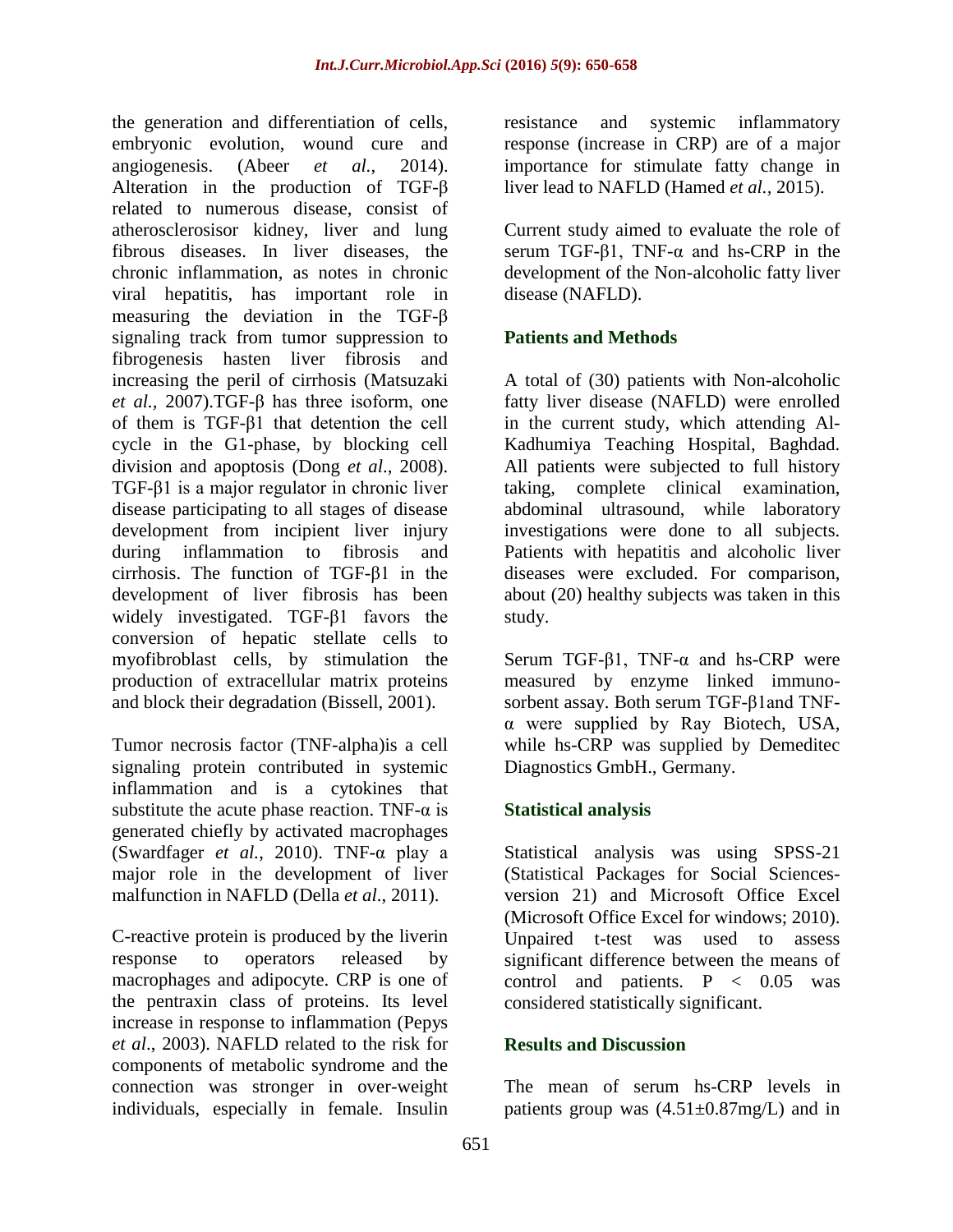the generation and differentiation of cells, embryonic evolution, wound cure and angiogenesis. (Abeer *et al.*, 2014). Alteration in the production of TGF-β related to numerous disease, consist of atherosclerosisor kidney, liver and lung fibrous diseases. In liver diseases, the chronic inflammation, as notes in chronic viral hepatitis, has important role in measuring the deviation in the TGF-β signaling track from tumor suppression to fibrogenesis hasten liver fibrosis and increasing the peril of cirrhosis (Matsuzaki *et al.*, 2007).TGF-β has three isoform, one of them is TGF-β1 that detention the cell cycle in the G1-phase, by blocking cell division and apoptosis (Dong *et al*., 2008). TGF-β1 is a major regulator in chronic liver disease participating to all stages of disease development from incipient liver injury during inflammation to fibrosis and cirrhosis. The function of TGF-β1 in the development of liver fibrosis has been widely investigated. TGF-β1 favors the conversion of hepatic stellate cells to myofibroblast cells, by stimulation the production of extracellular matrix proteins and block their degradation (Bissell, 2001).

Tumor necrosis factor (TNF-alpha)is a cell signaling protein contributed in systemic inflammation and is a cytokines that substitute the acute phase reaction. TNF-α is generated chiefly by activated macrophages (Swardfager *et al.*, 2010). TNF-α play a major role in the development of liver malfunction in NAFLD (Della *et al*., 2011).

C-reactive protein is produced by the liverin response to operators released by macrophages and adipocyte. CRP is one of the pentraxin class of proteins. Its level increase in response to inflammation (Pepys *et al*., 2003). NAFLD related to the risk for components of metabolic syndrome and the connection was stronger in over-weight individuals, especially in female. Insulin resistance and systemic inflammatory response (increase in CRP) are of a major importance for stimulate fatty change in liver lead to NAFLD (Hamed *et al.*, 2015).

Current study aimed to evaluate the role of serum TGF-β1, TNF-α and hs-CRP in the development of the Non-alcoholic fatty liver disease (NAFLD).

## Patients and Methods

A total of (30) patients with Non-alcoholic fatty liver disease (NAFLD) were enrolled in the current study, which attending Al-Kadhumiya Teaching Hospital, Baghdad. All patients were subjected to full history taking, complete clinical examination, abdominal ultrasound, while laboratory investigations were done to all subjects. Patients with hepatitis and alcoholic liver diseases were excluded. For comparison, about (20) healthy subjects was taken in this study.

Serum TGF-β1, TNF-α and hs-CRP were measured by enzyme linked immuno-sorbent assay. Both serum TGF-β1and TNF-α were supplied by Ray Biotech, USA, while hs-CRP was supplied by Demeditec Diagnostics GmbH., Germany.

## Statistical analysis

Statistical analysis was using SPSS-21 (Statistical Packages for Social Sciences-version 21) and Microsoft Office Excel (Microsoft Office Excel for windows; 2010). Unpaired t-test was used to assess significant difference between the means of control and patients. $P < 0.05$ was considered statistically significant.

## Results and Discussion

The mean of serum hs-CRP levels in patients group was (4.51±0.87mg/L) and in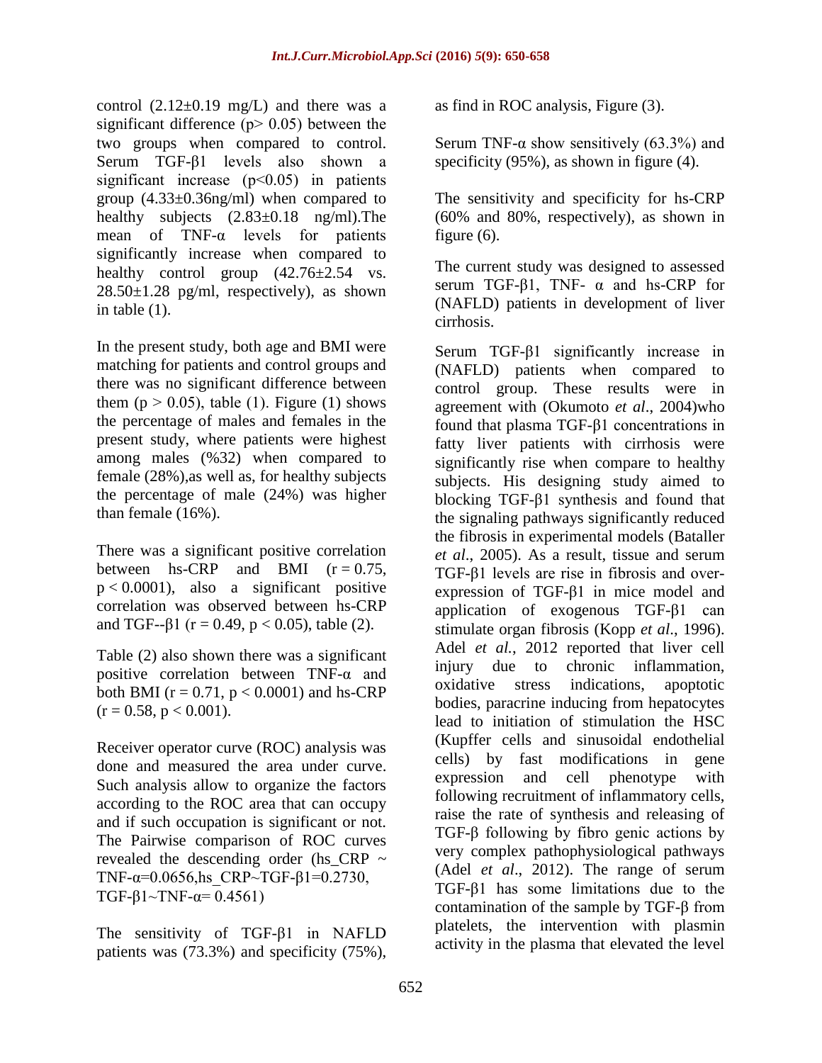control ($2.12\pm0.19$ mg/L) and there was a significant difference ($p > 0.05$) between the two groups when compared to control. Serum TGF-β1 levels also shown a significant increase ($p<0.05$) in patients group ($4.33\pm0.36$ng/ml) when compared to healthy subjects ($2.83\pm0.18$ ng/ml).The mean of TNF-α levels for patients significantly increase when compared to healthy control group ($42.76\pm2.54$ vs. $28.50\pm1.28$ pg/ml, respectively), as shown in table (1).

In the present study, both age and BMI were matching for patients and control groups and there was no significant difference between them ($p > 0.05$), table (1). Figure (1) shows the percentage of males and females in the present study, where patients were highest among males (%32) when compared to female (28%),as well as, for healthy subjects the percentage of male (24%) was higher than female (16%).

There was a significant positive correlation between hs-CRP and BMI ($r = 0.75$, $p < 0.0001$), also a significant positive correlation was observed between hs-CRP and TGF--β1 ($r = 0.49$, $p < 0.05$), table (2).

Table (2) also shown there was a significant positive correlation between TNF-α and both BMI ($r = 0.71$, $p < 0.0001$) and hs-CRP ($r = 0.58$, $p < 0.001$).

Receiver operator curve (ROC) analysis was done and measured the area under curve. Such analysis allow to organize the factors according to the ROC area that can occupy and if such occupation is significant or not. The Pairwise comparison of ROC curves revealed the descending order (hs_CRP ~ TNF-α=0.0656,hs_CRP~TGF-β1=0.2730, TGF-β1~TNF-α= 0.4561)

The sensitivity of TGF-β1 in NAFLD patients was (73.3%) and specificity (75%), as find in ROC analysis, Figure (3).

Serum TNF-α show sensitively (63.3%) and specificity (95%), as shown in figure (4).

The sensitivity and specificity for hs-CRP (60% and 80%, respectively), as shown in figure (6).

The current study was designed to assessed serum TGF-β1, TNF- α and hs-CRP for (NAFLD) patients in development of liver cirrhosis.

Serum TGF-β1 significantly increase in (NAFLD) patients when compared to control group. These results were in agreement with (Okumoto *et al*., 2004)who found that plasma TGF-β1 concentrations in fatty liver patients with cirrhosis were significantly rise when compare to healthy subjects. His designing study aimed to blocking TGF-β1 synthesis and found that the signaling pathways significantly reduced the fibrosis in experimental models (Bataller *et al*., 2005). As a result, tissue and serum TGF-β1 levels are rise in fibrosis and over-expression of TGF-β1 in mice model and application of exogenous TGF-β1 can stimulate organ fibrosis (Kopp *et al*., 1996). Adel *et al.*, 2012 reported that liver cell injury due to chronic inflammation, oxidative stress indications, apoptotic bodies, paracrine inducing from hepatocytes lead to initiation of stimulation the HSC (Kupffer cells and sinusoidal endothelial cells) by fast modifications in gene expression and cell phenotype with following recruitment of inflammatory cells, raise the rate of synthesis and releasing of TGF-β following by fibro genic actions by very complex pathophysiological pathways (Adel *et al*., 2012). The range of serum TGF-β1 has some limitations due to the contamination of the sample by TGF-β from platelets, the intervention with plasmin activity in the plasma that elevated the level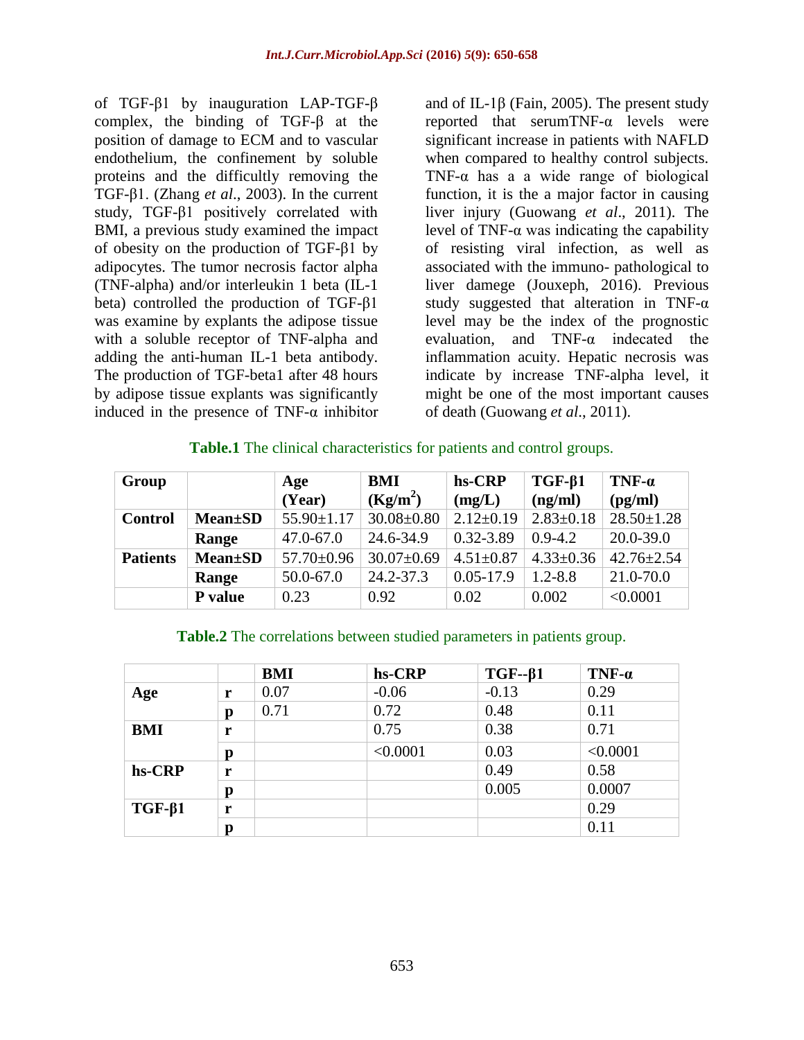of TGF-β1 by inauguration LAP-TGF-β complex, the binding of TGF-β at the position of damage to ECM and to vascular endothelium, the confinement by soluble proteins and the difficultly removing the TGF-β1. (Zhang *et al*., 2003). In the current study, TGF-β1 positively correlated with BMI, a previous study examined the impact of obesity on the production of TGF-β1 by adipocytes. The tumor necrosis factor alpha (TNF-alpha) and/or interleukin 1 beta (IL-1 beta) controlled the production of TGF-β1 was examine by explants the adipose tissue with a soluble receptor of TNF-alpha and adding the anti-human IL-1 beta antibody. The production of TGF-beta1 after 48 hours by adipose tissue explants was significantly induced in the presence of TNF-α inhibitor and of IL-1β (Fain, 2005). The present study reported that serumTNF-α levels were significant increase in patients with NAFLD when compared to healthy control subjects. TNF-α has a a wide range of biological function, it is the a major factor in causing liver injury (Guowang *et al*., 2011). The level of TNF-α was indicating the capability of resisting viral infection, as well as associated with the immuno- pathological to liver damege (Jouxeph, 2016). Previous study suggested that alteration in TNF-α level may be the index of the prognostic evaluation, and TNF-α indecated the inflammation acuity. Hepatic necrosis was indicate by increase TNF-alpha level, it might be one of the most important causes of death (Guowang *et al*., 2011).

**Table.1** The clinical characteristics for patients and control groups.

| Group | | Age (Year) | BMI ($Kg/m^2$) | hs-CRP (mg/L) | TGF-β1 (ng/ml) | TNF-α (pg/ml) |
|---|---|---|---|---|---|---|
| **Control** | **Mean±SD** | 55.90±1.17 | 30.08±0.80 | 2.12±0.19 | 2.83±0.18 | 28.50±1.28 |
| | **Range** | 47.0-67.0 | 24.6-34.9 | 0.32-3.89 | 0.9-4.2 | 20.0-39.0 |
| **Patients** | **Mean±SD** | 57.70±0.96 | 30.07±0.69 | 4.51±0.87 | 4.33±0.36 | 42.76±2.54 |
| | **Range** | 50.0-67.0 | 24.2-37.3 | 0.05-17.9 | 1.2-8.8 | 21.0-70.0 |
| | **P value** | 0.23 | 0.92 | 0.02 | 0.002 | <0.0001 |

**Table.2** The correlations between studied parameters in patients group.

| | | BMI | hs-CRP | TGF--β1 | TNF-α |
|---|---|---|---|---|---|
| **Age** | **r** | 0.07 | -0.06 | -0.13 | 0.29 |
| | **p** | 0.71 | 0.72 | 0.48 | 0.11 |
| **BMI** | **r** | | 0.75 | 0.38 | 0.71 |
| | **p** | | <0.0001 | 0.03 | <0.0001 |
| **hs-CRP** | **r** | | | 0.49 | 0.58 |
| | **p** | | | 0.005 | 0.0007 |
| **TGF-β1** | **r** | | | | 0.29 |
| | **p** | | | | 0.11 |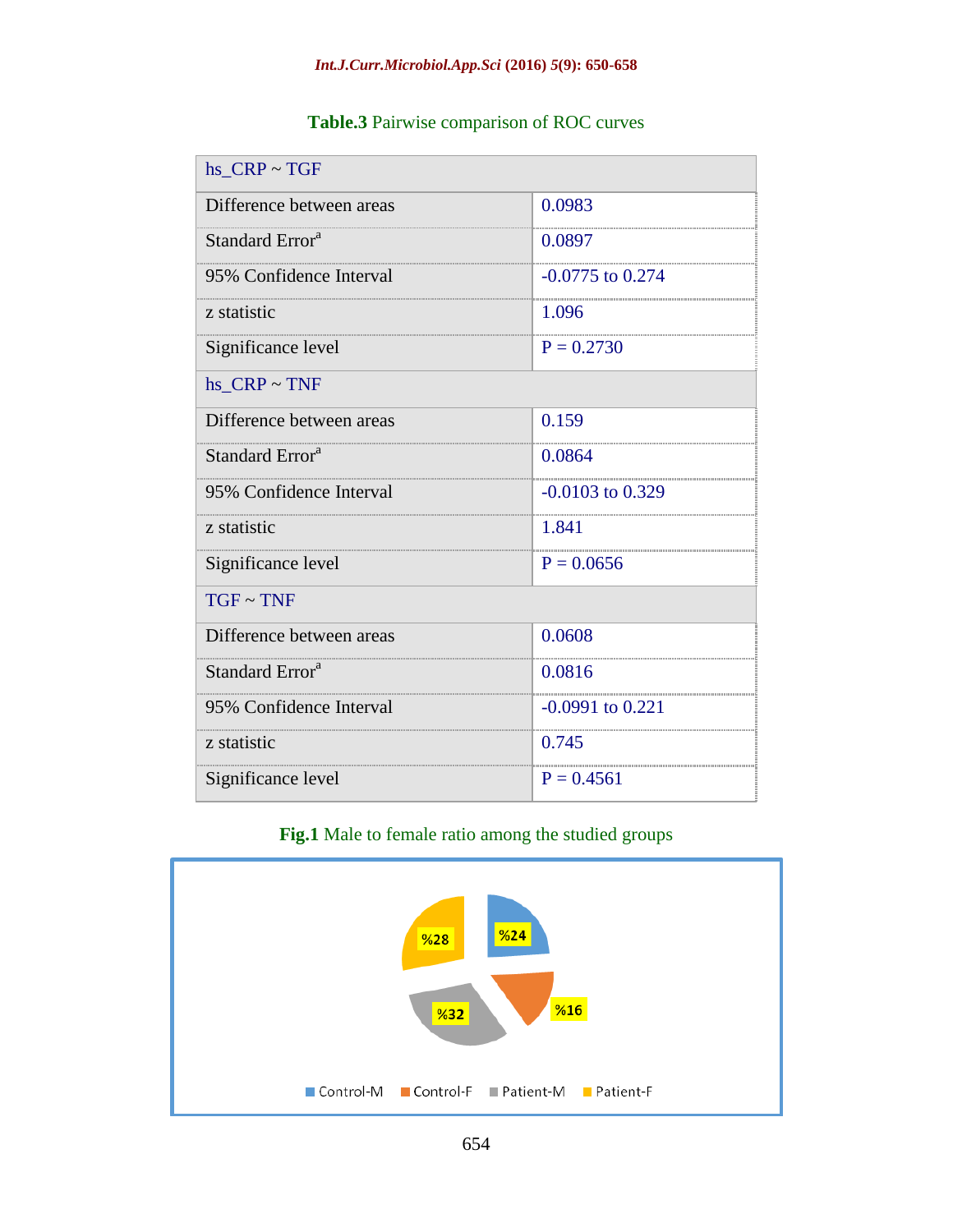**Table.3** Pairwise comparison of ROC curves

| hs_CRP ~ TGF | |
|---|---|
| Difference between areas | 0.0983 |
| Standard Error[a] | 0.0897 |
| 95% Confidence Interval | -0.0775 to 0.274 |
| z statistic | 1.096 |
| Significance level | P = 0.2730 |
| **hs_CRP ~ TNF** | |
| Difference between areas | 0.159 |
| Standard Error[a] | 0.0864 |
| 95% Confidence Interval | -0.0103 to 0.329 |
| z statistic | 1.841 |
| Significance level | P = 0.0656 |
| **TGF ~ TNF** | |
| Difference between areas | 0.0608 |
| Standard Error[a] | 0.0816 |
| 95% Confidence Interval | -0.0991 to 0.221 |
| z statistic | 0.745 |
| Significance level | P = 0.4561 |

**Fig.1** Male to female ratio among the studied groups

%24 %16 %32 %28

Control-M Control-F Patient-M Patient-F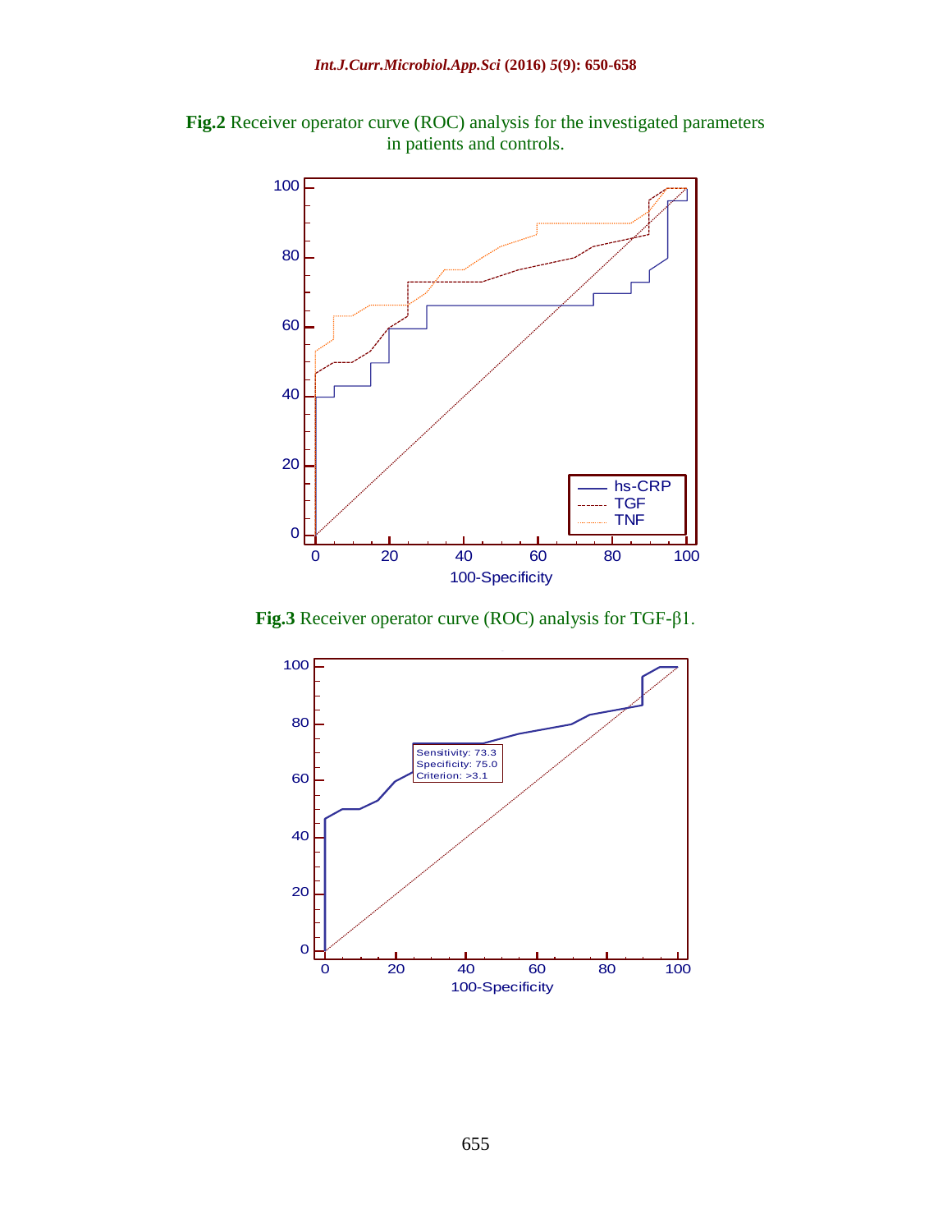**Fig.2** Receiver operator curve (ROC) analysis for the investigated parameters in patients and controls.

**Fig.3** Receiver operator curve (ROC) analysis for TGF-β1.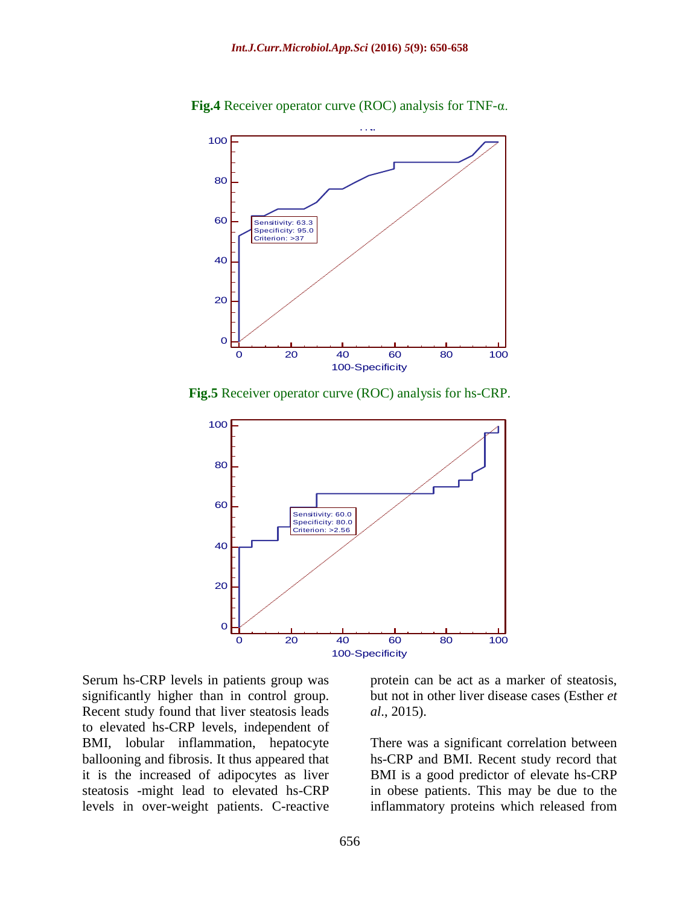**Fig.4** Receiver operator curve (ROC) analysis for TNF-α.

**Fig.5** Receiver operator curve (ROC) analysis for hs-CRP.

Serum hs-CRP levels in patients group was significantly higher than in control group. Recent study found that liver steatosis leads to elevated hs-CRP levels, independent of BMI, lobular inflammation, hepatocyte ballooning and fibrosis. It thus appeared that it is the increased of adipocytes as liver steatosis -might lead to elevated hs-CRP levels in over-weight patients. C-reactive protein can be act as a marker of steatosis, but not in other liver disease cases (Esther *et al*., 2015).

There was a significant correlation between hs-CRP and BMI. Recent study record that BMI is a good predictor of elevate hs-CRP in obese patients. This may be due to the inflammatory proteins which released from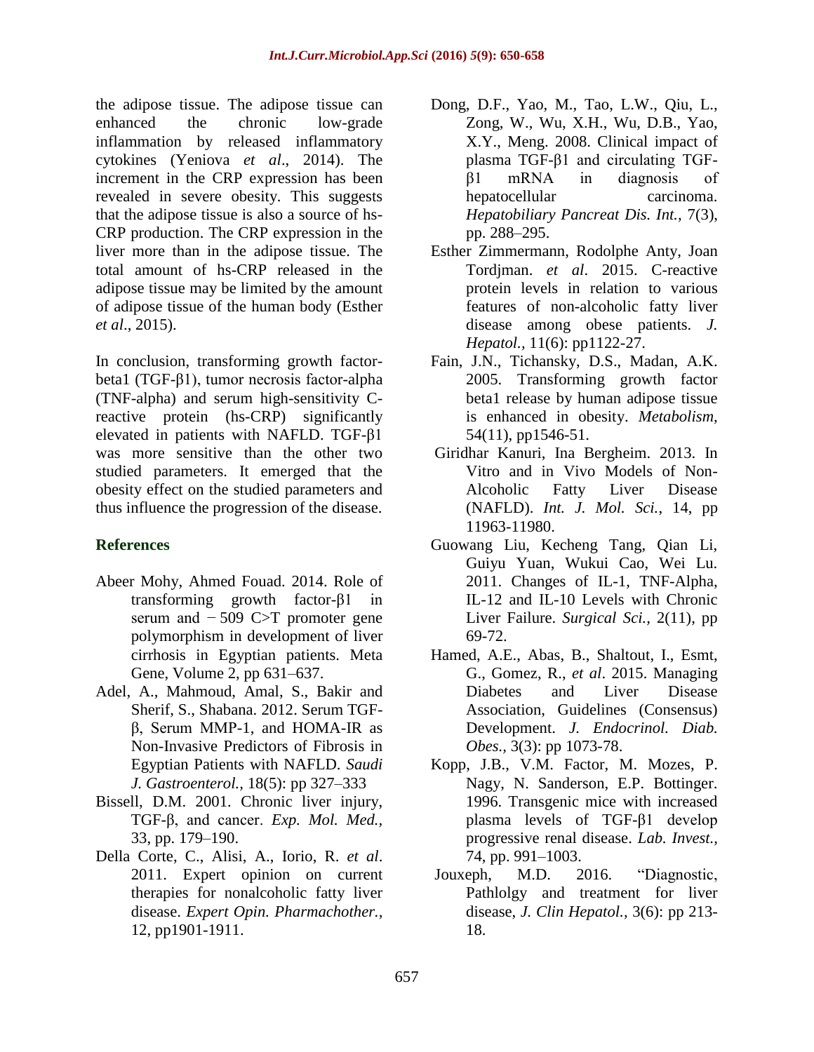the adipose tissue. The adipose tissue can enhanced the chronic low-grade inflammation by released inflammatory cytokines (Yeniova *et al*., 2014). The increment in the CRP expression has been revealed in severe obesity. This suggests that the adipose tissue is also a source of hs-CRP production. The CRP expression in the liver more than in the adipose tissue. The total amount of hs-CRP released in the adipose tissue may be limited by the amount of adipose tissue of the human body (Esther *et al*., 2015).

In conclusion, transforming growth factor-beta1 (TGF-β1), tumor necrosis factor-alpha (TNF-alpha) and serum high-sensitivity C-reactive protein (hs-CRP) significantly elevated in patients with NAFLD. TGF-β1 was more sensitive than the other two studied parameters. It emerged that the obesity effect on the studied parameters and thus influence the progression of the disease.

## References

Abeer Mohy, Ahmed Fouad. 2014. Role of transforming growth factor-β1 in serum and − 509 C>T promoter gene polymorphism in development of liver cirrhosis in Egyptian patients. Meta Gene, Volume 2, pp 631–637.

Adel, A., Mahmoud, Amal, S., Bakir and Sherif, S., Shabana. 2012. Serum TGF-β, Serum MMP-1, and HOMA-IR as Non-Invasive Predictors of Fibrosis in Egyptian Patients with NAFLD. *Saudi J. Gastroenterol.,* 18(5): pp 327–333

Bissell, D.M. 2001. Chronic liver injury, TGF-β, and cancer. *Exp. Mol. Med.,* 33, pp. 179–190.

Della Corte, C., Alisi, A., Iorio, R. *et al*. 2011. Expert opinion on current therapies for nonalcoholic fatty liver disease. *Expert Opin. Pharmachother.,* 12, pp1901-1911.

Dong, D.F., Yao, M., Tao, L.W., Qiu, L., Zong, W., Wu, X.H., Wu, D.B., Yao, X.Y., Meng. 2008. Clinical impact of plasma TGF-β1 and circulating TGF-β1 mRNA in diagnosis of hepatocellular carcinoma. *Hepatobiliary Pancreat Dis. Int.,* 7(3), pp. 288–295.

Esther Zimmermann, Rodolphe Anty, Joan Tordjman. *et al*. 2015. C-reactive protein levels in relation to various features of non-alcoholic fatty liver disease among obese patients. *J. Hepatol.,* 11(6): pp1122-27.

Fain, J.N., Tichansky, D.S., Madan, A.K. 2005. Transforming growth factor beta1 release by human adipose tissue is enhanced in obesity. *Metabolism,* 54(11), pp1546-51.

Giridhar Kanuri, Ina Bergheim. 2013. In Vitro and in Vivo Models of Non-Alcoholic Fatty Liver Disease (NAFLD). *Int. J. Mol. Sci.,* 14, pp 11963-11980.

Guowang Liu, Kecheng Tang, Qian Li, Guiyu Yuan, Wukui Cao, Wei Lu. 2011. Changes of IL-1, TNF-Alpha, IL-12 and IL-10 Levels with Chronic Liver Failure. *Surgical Sci.,* 2(11), pp 69-72.

Hamed, A.E., Abas, B., Shaltout, I., Esmt, G., Gomez, R., *et al*. 2015. Managing Diabetes and Liver Disease Association, Guidelines (Consensus) Development. *J. Endocrinol. Diab. Obes.,* 3(3): pp 1073-78.

Kopp, J.B., V.M. Factor, M. Mozes, P. Nagy, N. Sanderson, E.P. Bottinger. 1996. Transgenic mice with increased plasma levels of TGF-β1 develop progressive renal disease. *Lab. Invest.,* 74, pp. 991–1003.

Jouxeph, M.D. 2016. "Diagnostic, Pathlolgy and treatment for liver disease, *J. Clin Hepatol.,* 3(6): pp 213-18.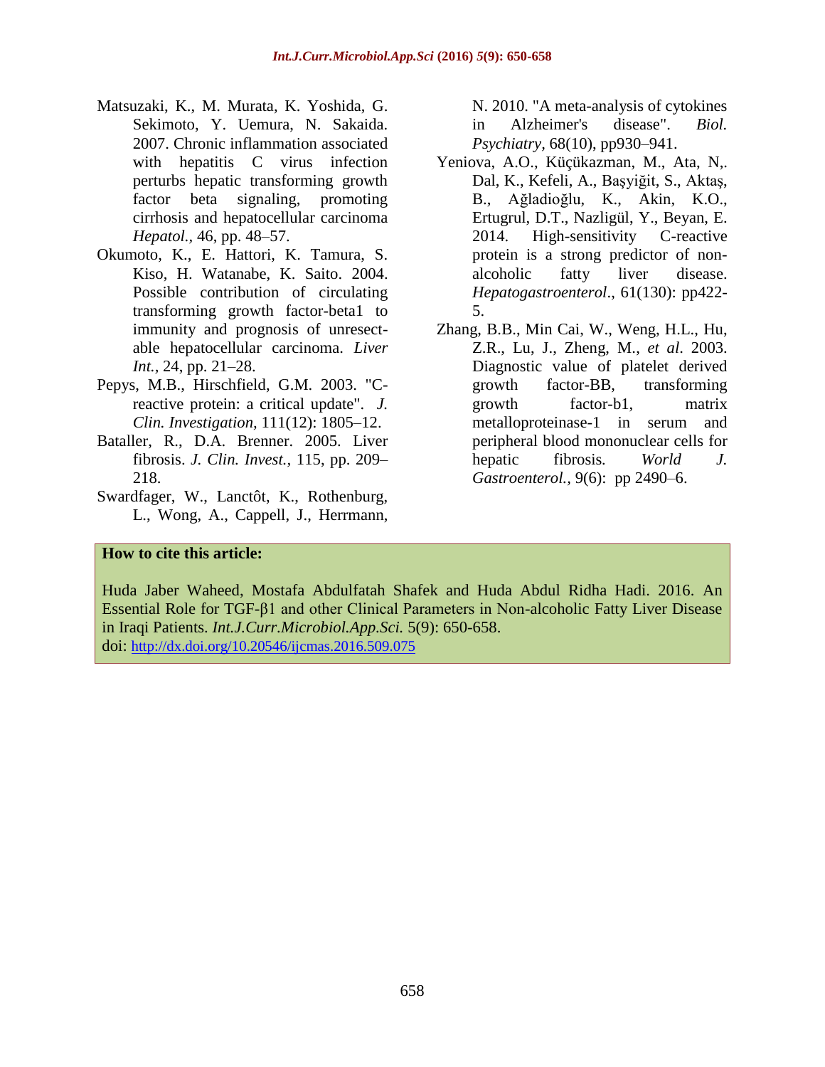Matsuzaki, K., M. Murata, K. Yoshida, G. Sekimoto, Y. Uemura, N. Sakaida. 2007. Chronic inflammation associated with hepatitis C virus infection perturbs hepatic transforming growth factor beta signaling, promoting cirrhosis and hepatocellular carcinoma *Hepatol.*, 46, pp. 48–57.

Okumoto, K., E. Hattori, K. Tamura, S. Kiso, H. Watanabe, K. Saito. 2004. Possible contribution of circulating transforming growth factor-beta1 to immunity and prognosis of unresectable hepatocellular carcinoma. *Liver Int.*, 24, pp. 21–28.

Pepys, M.B., Hirschfield, G.M. 2003. "C-reactive protein: a critical update". *J. Clin. Investigation,* 111(12): 1805–12.

Bataller, R., D.A. Brenner. 2005. Liver fibrosis. *J. Clin. Invest.*, 115, pp. 209–218.

Swardfager, W., Lanctôt, K., Rothenburg, L., Wong, A., Cappell, J., Herrmann, N. 2010. "A meta-analysis of cytokines in Alzheimer's disease". *Biol. Psychiatry*, 68(10), pp930–941.

Yeniova, A.O., Küçükazman, M., Ata, N,. Dal, K., Kefeli, A., Başyiğit, S., Aktaş, B., Ağladioğlu, K., Akin, K.O., Ertugrul, D.T., Nazligül, Y., Beyan, E. 2014. High-sensitivity C-reactive protein is a strong predictor of non-alcoholic fatty liver disease. *Hepatogastroenterol*., 61(130): pp422-5.

Zhang, B.B., Min Cai, W., Weng, H.L., Hu, Z.R., Lu, J., Zheng, M., *et al*. 2003. Diagnostic value of platelet derived growth factor-BB, transforming growth factor-b1, matrix metalloproteinase-1 in serum and peripheral blood mononuclear cells for hepatic fibrosis*. World J. Gastroenterol.,* 9(6): pp 2490–6.

**How to cite this article:**

Huda Jaber Waheed, Mostafa Abdulfatah Shafek and Huda Abdul Ridha Hadi. 2016. An Essential Role for TGF-β1 and other Clinical Parameters in Non-alcoholic Fatty Liver Disease in Iraqi Patients. *Int.J.Curr.Microbiol.App.Sci.* 5(9): 650-658.
doi: http://dx.doi.org/10.20546/ijcmas.2016.509.075